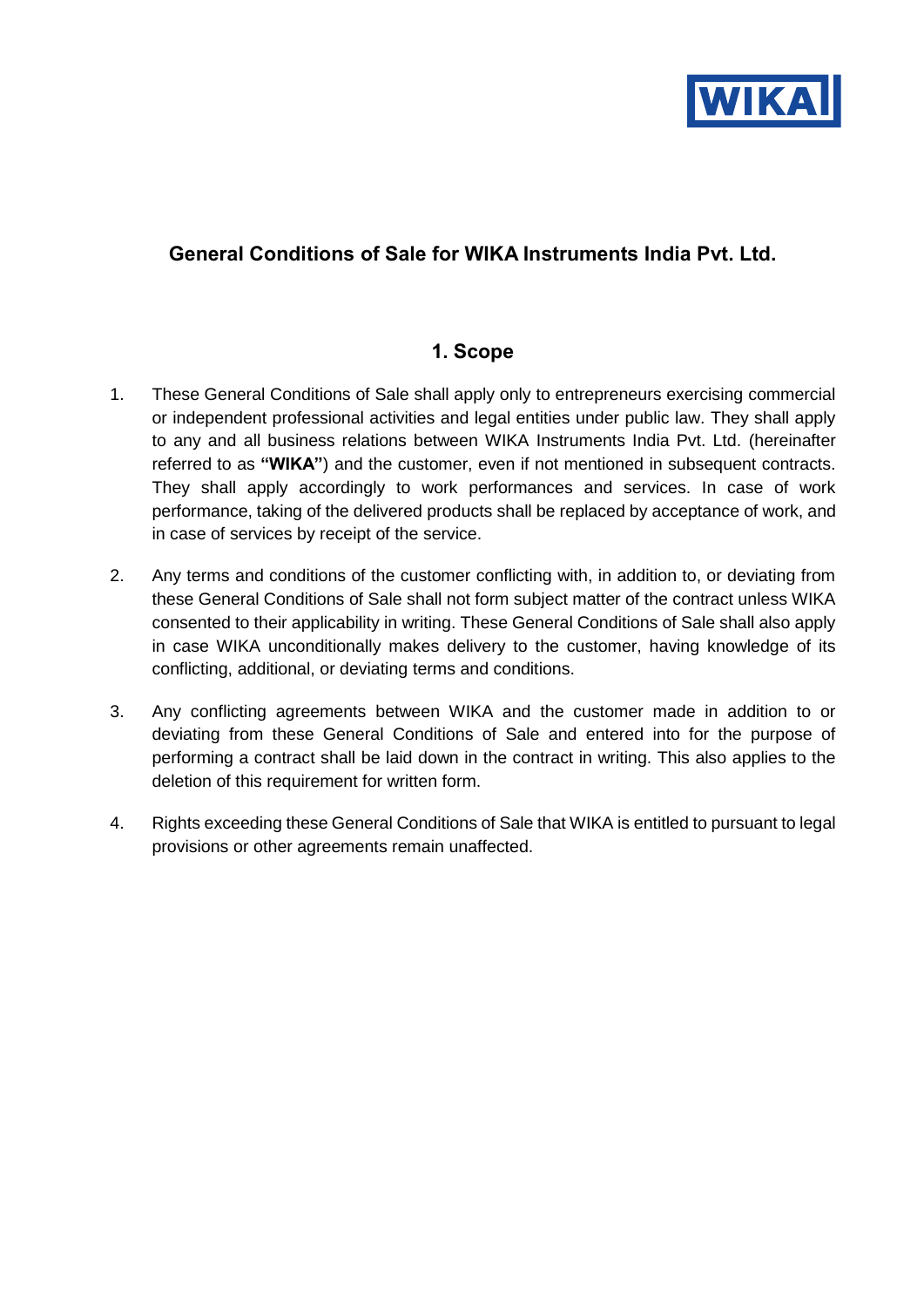# General Conditions of Sale for WIKA Instruments India Pvt. Ltd.

## 1. Scope

1. These General Conditions of Sale shall apply only to entrepreneurs exercising commercial or independent professional activities and legal entities under public law. They shall apply to any and all business relations between WIKA Instruments India Pvt. Ltd. (hereinafter referred to as **"WIKA"**) and the customer, even if not mentioned in subsequent contracts. They shall apply accordingly to work performances and services. In case of work performance, taking of the delivered products shall be replaced by acceptance of work, and in case of services by receipt of the service.

2. Any terms and conditions of the customer conflicting with, in addition to, or deviating from these General Conditions of Sale shall not form subject matter of the contract unless WIKA consented to their applicability in writing. These General Conditions of Sale shall also apply in case WIKA unconditionally makes delivery to the customer, having knowledge of its conflicting, additional, or deviating terms and conditions.

3. Any conflicting agreements between WIKA and the customer made in addition to or deviating from these General Conditions of Sale and entered into for the purpose of performing a contract shall be laid down in the contract in writing. This also applies to the deletion of this requirement for written form.

4. Rights exceeding these General Conditions of Sale that WIKA is entitled to pursuant to legal provisions or other agreements remain unaffected.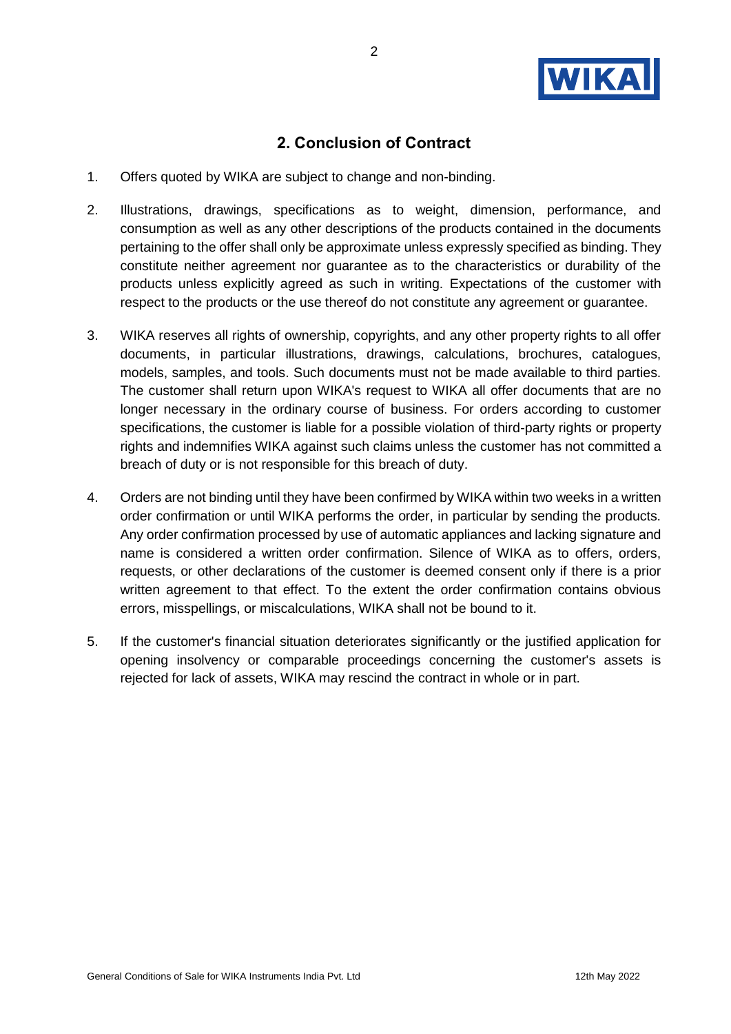## 2. Conclusion of Contract

1. Offers quoted by WIKA are subject to change and non-binding.

2. Illustrations, drawings, specifications as to weight, dimension, performance, and consumption as well as any other descriptions of the products contained in the documents pertaining to the offer shall only be approximate unless expressly specified as binding. They constitute neither agreement nor guarantee as to the characteristics or durability of the products unless explicitly agreed as such in writing. Expectations of the customer with respect to the products or the use thereof do not constitute any agreement or guarantee.

3. WIKA reserves all rights of ownership, copyrights, and any other property rights to all offer documents, in particular illustrations, drawings, calculations, brochures, catalogues, models, samples, and tools. Such documents must not be made available to third parties. The customer shall return upon WIKA's request to WIKA all offer documents that are no longer necessary in the ordinary course of business. For orders according to customer specifications, the customer is liable for a possible violation of third-party rights or property rights and indemnifies WIKA against such claims unless the customer has not committed a breach of duty or is not responsible for this breach of duty.

4. Orders are not binding until they have been confirmed by WIKA within two weeks in a written order confirmation or until WIKA performs the order, in particular by sending the products. Any order confirmation processed by use of automatic appliances and lacking signature and name is considered a written order confirmation. Silence of WIKA as to offers, orders, requests, or other declarations of the customer is deemed consent only if there is a prior written agreement to that effect. To the extent the order confirmation contains obvious errors, misspellings, or miscalculations, WIKA shall not be bound to it.

5. If the customer's financial situation deteriorates significantly or the justified application for opening insolvency or comparable proceedings concerning the customer's assets is rejected for lack of assets, WIKA may rescind the contract in whole or in part.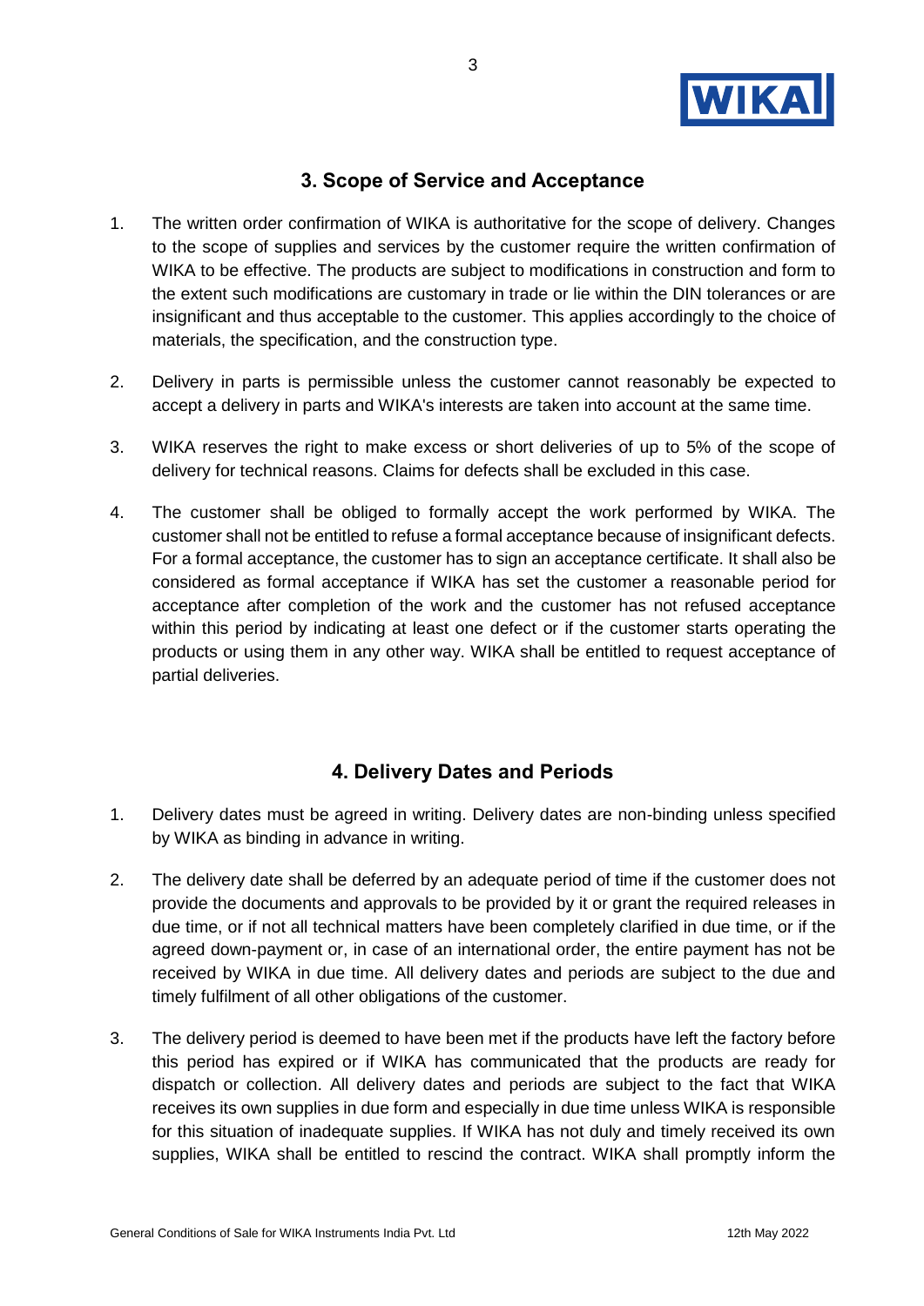## 3. Scope of Service and Acceptance

1. The written order confirmation of WIKA is authoritative for the scope of delivery. Changes to the scope of supplies and services by the customer require the written confirmation of WIKA to be effective. The products are subject to modifications in construction and form to the extent such modifications are customary in trade or lie within the DIN tolerances or are insignificant and thus acceptable to the customer. This applies accordingly to the choice of materials, the specification, and the construction type.

2. Delivery in parts is permissible unless the customer cannot reasonably be expected to accept a delivery in parts and WIKA's interests are taken into account at the same time.

3. WIKA reserves the right to make excess or short deliveries of up to 5% of the scope of delivery for technical reasons. Claims for defects shall be excluded in this case.

4. The customer shall be obliged to formally accept the work performed by WIKA. The customer shall not be entitled to refuse a formal acceptance because of insignificant defects. For a formal acceptance, the customer has to sign an acceptance certificate. It shall also be considered as formal acceptance if WIKA has set the customer a reasonable period for acceptance after completion of the work and the customer has not refused acceptance within this period by indicating at least one defect or if the customer starts operating the products or using them in any other way. WIKA shall be entitled to request acceptance of partial deliveries.

## 4. Delivery Dates and Periods

1. Delivery dates must be agreed in writing. Delivery dates are non-binding unless specified by WIKA as binding in advance in writing.

2. The delivery date shall be deferred by an adequate period of time if the customer does not provide the documents and approvals to be provided by it or grant the required releases in due time, or if not all technical matters have been completely clarified in due time, or if the agreed down-payment or, in case of an international order, the entire payment has not be received by WIKA in due time. All delivery dates and periods are subject to the due and timely fulfilment of all other obligations of the customer.

3. The delivery period is deemed to have been met if the products have left the factory before this period has expired or if WIKA has communicated that the products are ready for dispatch or collection. All delivery dates and periods are subject to the fact that WIKA receives its own supplies in due form and especially in due time unless WIKA is responsible for this situation of inadequate supplies. If WIKA has not duly and timely received its own supplies, WIKA shall be entitled to rescind the contract. WIKA shall promptly inform the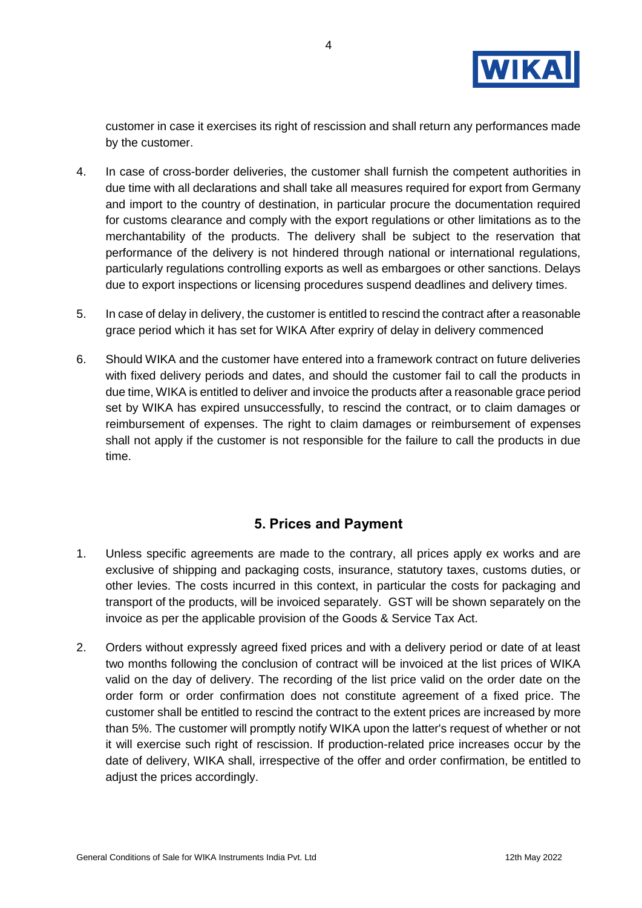customer in case it exercises its right of rescission and shall return any performances made by the customer.

4. In case of cross-border deliveries, the customer shall furnish the competent authorities in due time with all declarations and shall take all measures required for export from Germany and import to the country of destination, in particular procure the documentation required for customs clearance and comply with the export regulations or other limitations as to the merchantability of the products. The delivery shall be subject to the reservation that performance of the delivery is not hindered through national or international regulations, particularly regulations controlling exports as well as embargoes or other sanctions. Delays due to export inspections or licensing procedures suspend deadlines and delivery times.

5. In case of delay in delivery, the customer is entitled to rescind the contract after a reasonable grace period which it has set for WIKA After expriry of delay in delivery commenced

6. Should WIKA and the customer have entered into a framework contract on future deliveries with fixed delivery periods and dates, and should the customer fail to call the products in due time, WIKA is entitled to deliver and invoice the products after a reasonable grace period set by WIKA has expired unsuccessfully, to rescind the contract, or to claim damages or reimbursement of expenses. The right to claim damages or reimbursement of expenses shall not apply if the customer is not responsible for the failure to call the products in due time.

## 5. Prices and Payment

1. Unless specific agreements are made to the contrary, all prices apply ex works and are exclusive of shipping and packaging costs, insurance, statutory taxes, customs duties, or other levies. The costs incurred in this context, in particular the costs for packaging and transport of the products, will be invoiced separately. GST will be shown separately on the invoice as per the applicable provision of the Goods & Service Tax Act.

2. Orders without expressly agreed fixed prices and with a delivery period or date of at least two months following the conclusion of contract will be invoiced at the list prices of WIKA valid on the day of delivery. The recording of the list price valid on the order date on the order form or order confirmation does not constitute agreement of a fixed price. The customer shall be entitled to rescind the contract to the extent prices are increased by more than 5%. The customer will promptly notify WIKA upon the latter's request of whether or not it will exercise such right of rescission. If production-related price increases occur by the date of delivery, WIKA shall, irrespective of the offer and order confirmation, be entitled to adjust the prices accordingly.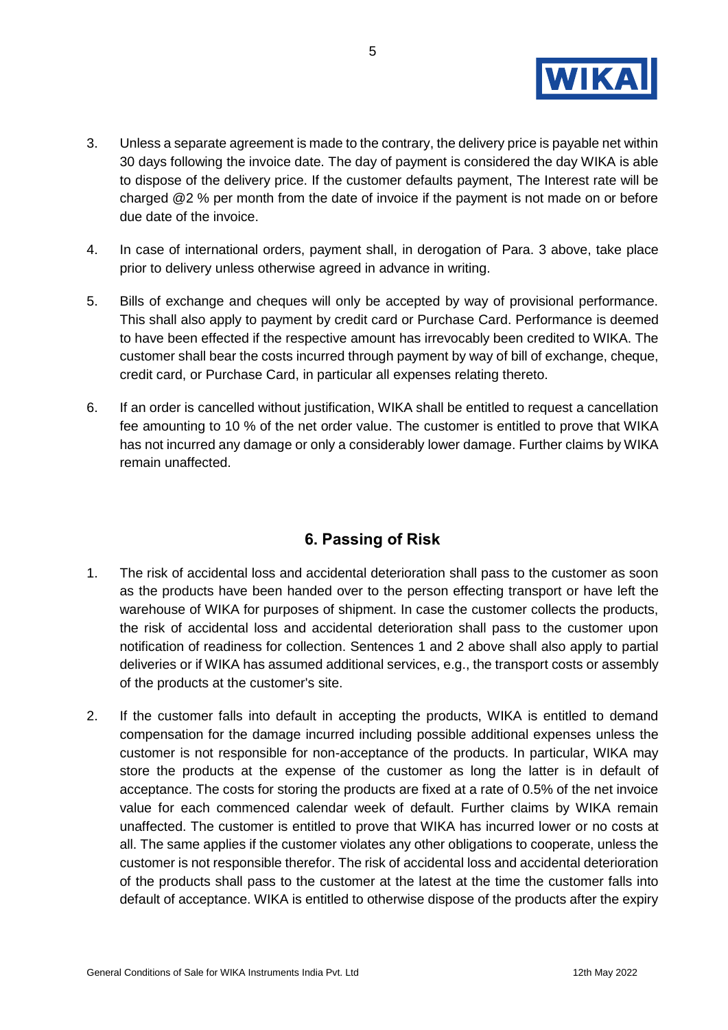3. Unless a separate agreement is made to the contrary, the delivery price is payable net within 30 days following the invoice date. The day of payment is considered the day WIKA is able to dispose of the delivery price. If the customer defaults payment, The Interest rate will be charged @2 % per month from the date of invoice if the payment is not made on or before due date of the invoice.

4. In case of international orders, payment shall, in derogation of Para. 3 above, take place prior to delivery unless otherwise agreed in advance in writing.

5. Bills of exchange and cheques will only be accepted by way of provisional performance. This shall also apply to payment by credit card or Purchase Card. Performance is deemed to have been effected if the respective amount has irrevocably been credited to WIKA. The customer shall bear the costs incurred through payment by way of bill of exchange, cheque, credit card, or Purchase Card, in particular all expenses relating thereto.

6. If an order is cancelled without justification, WIKA shall be entitled to request a cancellation fee amounting to 10 % of the net order value. The customer is entitled to prove that WIKA has not incurred any damage or only a considerably lower damage. Further claims by WIKA remain unaffected.

## 6. Passing of Risk

1. The risk of accidental loss and accidental deterioration shall pass to the customer as soon as the products have been handed over to the person effecting transport or have left the warehouse of WIKA for purposes of shipment. In case the customer collects the products, the risk of accidental loss and accidental deterioration shall pass to the customer upon notification of readiness for collection. Sentences 1 and 2 above shall also apply to partial deliveries or if WIKA has assumed additional services, e.g., the transport costs or assembly of the products at the customer's site.

2. If the customer falls into default in accepting the products, WIKA is entitled to demand compensation for the damage incurred including possible additional expenses unless the customer is not responsible for non-acceptance of the products. In particular, WIKA may store the products at the expense of the customer as long the latter is in default of acceptance. The costs for storing the products are fixed at a rate of 0.5% of the net invoice value for each commenced calendar week of default. Further claims by WIKA remain unaffected. The customer is entitled to prove that WIKA has incurred lower or no costs at all. The same applies if the customer violates any other obligations to cooperate, unless the customer is not responsible therefor. The risk of accidental loss and accidental deterioration of the products shall pass to the customer at the latest at the time the customer falls into default of acceptance. WIKA is entitled to otherwise dispose of the products after the expiry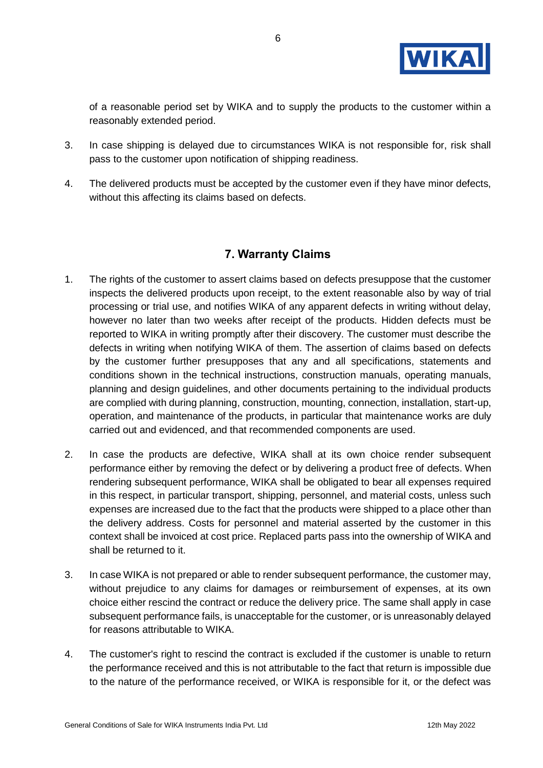of a reasonable period set by WIKA and to supply the products to the customer within a reasonably extended period.

3. In case shipping is delayed due to circumstances WIKA is not responsible for, risk shall pass to the customer upon notification of shipping readiness.

4. The delivered products must be accepted by the customer even if they have minor defects, without this affecting its claims based on defects.

## 7. Warranty Claims

1. The rights of the customer to assert claims based on defects presuppose that the customer inspects the delivered products upon receipt, to the extent reasonable also by way of trial processing or trial use, and notifies WIKA of any apparent defects in writing without delay, however no later than two weeks after receipt of the products. Hidden defects must be reported to WIKA in writing promptly after their discovery. The customer must describe the defects in writing when notifying WIKA of them. The assertion of claims based on defects by the customer further presupposes that any and all specifications, statements and conditions shown in the technical instructions, construction manuals, operating manuals, planning and design guidelines, and other documents pertaining to the individual products are complied with during planning, construction, mounting, connection, installation, start-up, operation, and maintenance of the products, in particular that maintenance works are duly carried out and evidenced, and that recommended components are used.

2. In case the products are defective, WIKA shall at its own choice render subsequent performance either by removing the defect or by delivering a product free of defects. When rendering subsequent performance, WIKA shall be obligated to bear all expenses required in this respect, in particular transport, shipping, personnel, and material costs, unless such expenses are increased due to the fact that the products were shipped to a place other than the delivery address. Costs for personnel and material asserted by the customer in this context shall be invoiced at cost price. Replaced parts pass into the ownership of WIKA and shall be returned to it.

3. In case WIKA is not prepared or able to render subsequent performance, the customer may, without prejudice to any claims for damages or reimbursement of expenses, at its own choice either rescind the contract or reduce the delivery price. The same shall apply in case subsequent performance fails, is unacceptable for the customer, or is unreasonably delayed for reasons attributable to WIKA.

4. The customer's right to rescind the contract is excluded if the customer is unable to return the performance received and this is not attributable to the fact that return is impossible due to the nature of the performance received, or WIKA is responsible for it, or the defect was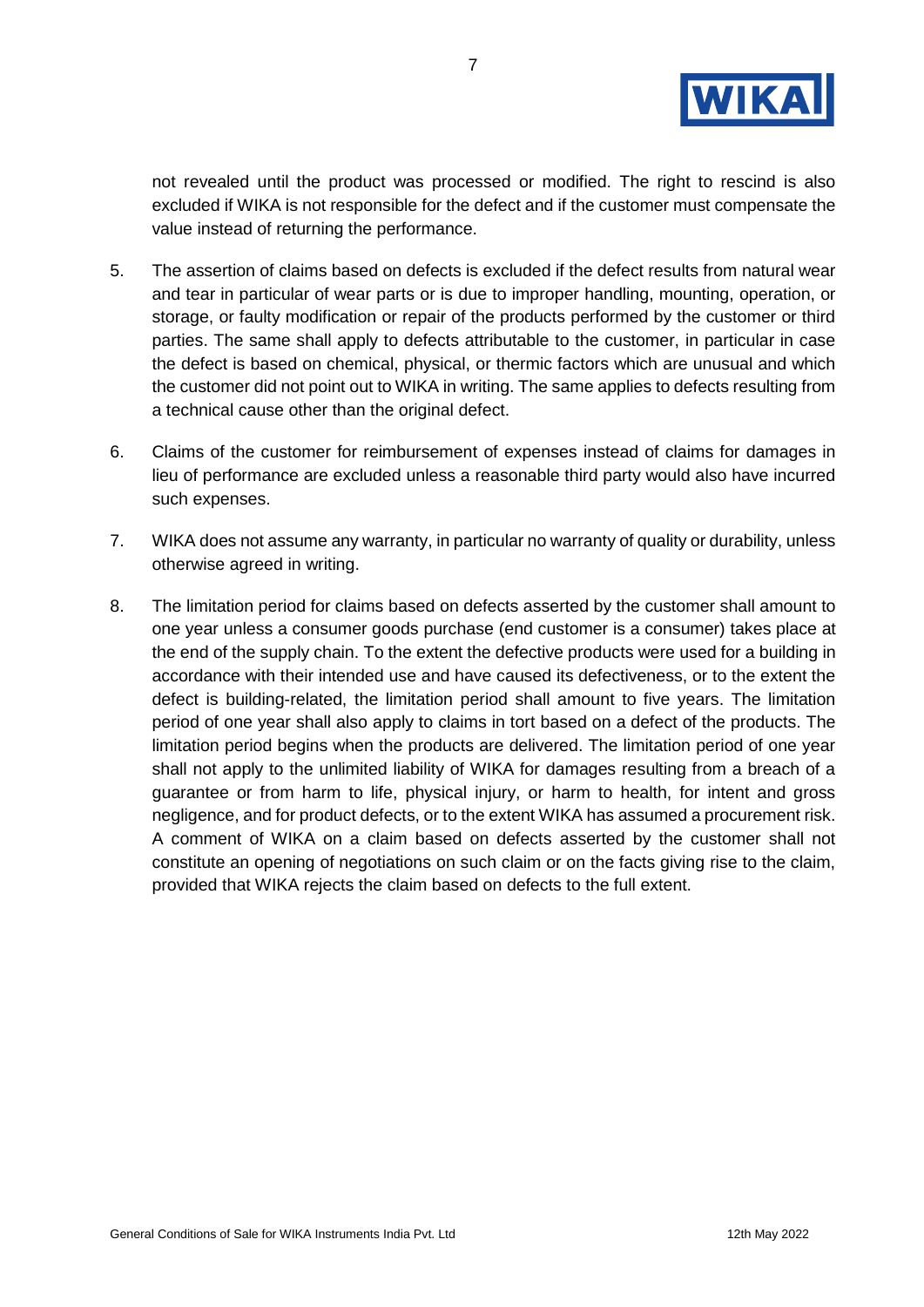not revealed until the product was processed or modified. The right to rescind is also excluded if WIKA is not responsible for the defect and if the customer must compensate the value instead of returning the performance.

5. The assertion of claims based on defects is excluded if the defect results from natural wear and tear in particular of wear parts or is due to improper handling, mounting, operation, or storage, or faulty modification or repair of the products performed by the customer or third parties. The same shall apply to defects attributable to the customer, in particular in case the defect is based on chemical, physical, or thermic factors which are unusual and which the customer did not point out to WIKA in writing. The same applies to defects resulting from a technical cause other than the original defect.

6. Claims of the customer for reimbursement of expenses instead of claims for damages in lieu of performance are excluded unless a reasonable third party would also have incurred such expenses.

7. WIKA does not assume any warranty, in particular no warranty of quality or durability, unless otherwise agreed in writing.

8. The limitation period for claims based on defects asserted by the customer shall amount to one year unless a consumer goods purchase (end customer is a consumer) takes place at the end of the supply chain. To the extent the defective products were used for a building in accordance with their intended use and have caused its defectiveness, or to the extent the defect is building-related, the limitation period shall amount to five years. The limitation period of one year shall also apply to claims in tort based on a defect of the products. The limitation period begins when the products are delivered. The limitation period of one year shall not apply to the unlimited liability of WIKA for damages resulting from a breach of a guarantee or from harm to life, physical injury, or harm to health, for intent and gross negligence, and for product defects, or to the extent WIKA has assumed a procurement risk. A comment of WIKA on a claim based on defects asserted by the customer shall not constitute an opening of negotiations on such claim or on the facts giving rise to the claim, provided that WIKA rejects the claim based on defects to the full extent.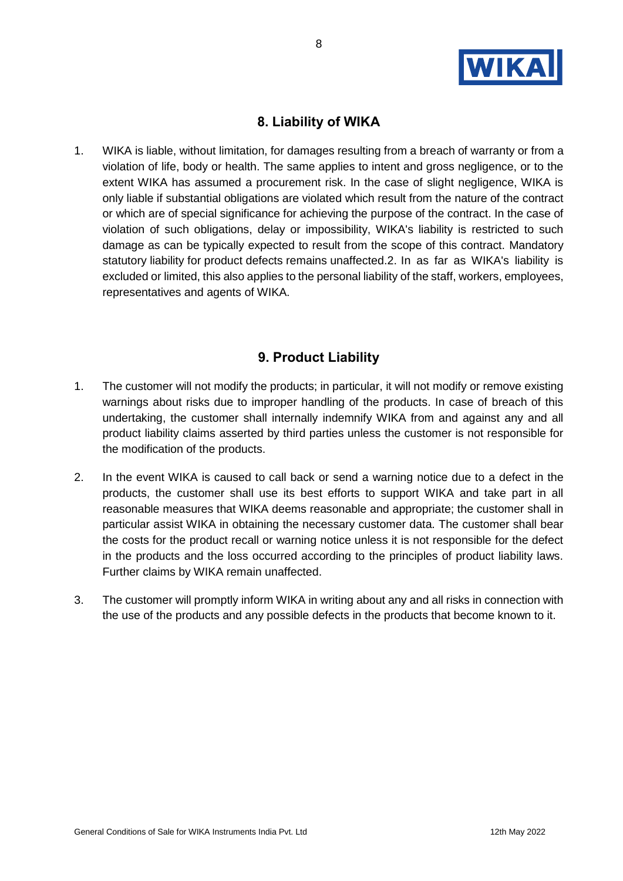## 8. Liability of WIKA

1. WIKA is liable, without limitation, for damages resulting from a breach of warranty or from a violation of life, body or health. The same applies to intent and gross negligence, or to the extent WIKA has assumed a procurement risk. In the case of slight negligence, WIKA is only liable if substantial obligations are violated which result from the nature of the contract or which are of special significance for achieving the purpose of the contract. In the case of violation of such obligations, delay or impossibility, WIKA's liability is restricted to such damage as can be typically expected to result from the scope of this contract. Mandatory statutory liability for product defects remains unaffected.2. In as far as WIKA's liability is excluded or limited, this also applies to the personal liability of the staff, workers, employees, representatives and agents of WIKA.

## 9. Product Liability

1. The customer will not modify the products; in particular, it will not modify or remove existing warnings about risks due to improper handling of the products. In case of breach of this undertaking, the customer shall internally indemnify WIKA from and against any and all product liability claims asserted by third parties unless the customer is not responsible for the modification of the products.

2. In the event WIKA is caused to call back or send a warning notice due to a defect in the products, the customer shall use its best efforts to support WIKA and take part in all reasonable measures that WIKA deems reasonable and appropriate; the customer shall in particular assist WIKA in obtaining the necessary customer data. The customer shall bear the costs for the product recall or warning notice unless it is not responsible for the defect in the products and the loss occurred according to the principles of product liability laws. Further claims by WIKA remain unaffected.

3. The customer will promptly inform WIKA in writing about any and all risks in connection with the use of the products and any possible defects in the products that become known to it.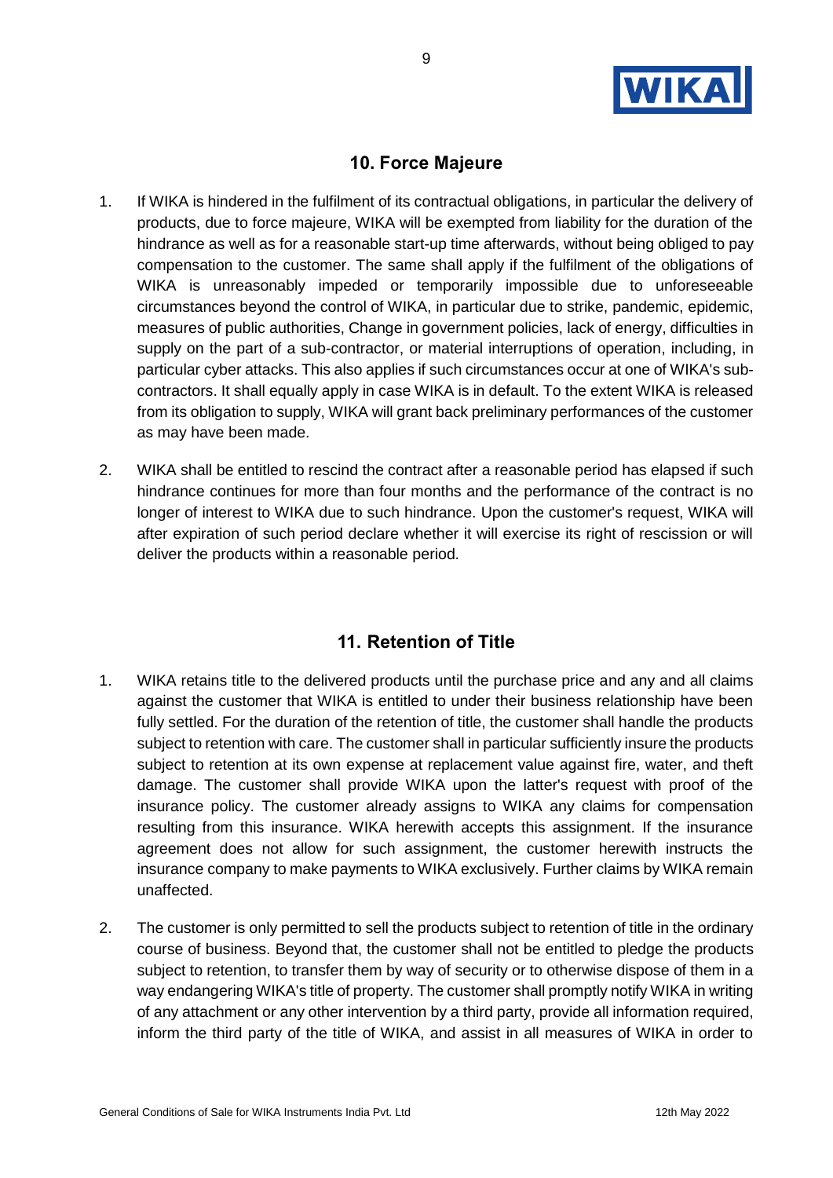## 10. Force Majeure

1. If WIKA is hindered in the fulfilment of its contractual obligations, in particular the delivery of products, due to force majeure, WIKA will be exempted from liability for the duration of the hindrance as well as for a reasonable start-up time afterwards, without being obliged to pay compensation to the customer. The same shall apply if the fulfilment of the obligations of WIKA is unreasonably impeded or temporarily impossible due to unforeseeable circumstances beyond the control of WIKA, in particular due to strike, pandemic, epidemic, measures of public authorities, Change in government policies, lack of energy, difficulties in supply on the part of a sub-contractor, or material interruptions of operation, including, in particular cyber attacks. This also applies if such circumstances occur at one of WIKA's sub-contractors. It shall equally apply in case WIKA is in default. To the extent WIKA is released from its obligation to supply, WIKA will grant back preliminary performances of the customer as may have been made.

2. WIKA shall be entitled to rescind the contract after a reasonable period has elapsed if such hindrance continues for more than four months and the performance of the contract is no longer of interest to WIKA due to such hindrance. Upon the customer's request, WIKA will after expiration of such period declare whether it will exercise its right of rescission or will deliver the products within a reasonable period.

## 11. Retention of Title

1. WIKA retains title to the delivered products until the purchase price and any and all claims against the customer that WIKA is entitled to under their business relationship have been fully settled. For the duration of the retention of title, the customer shall handle the products subject to retention with care. The customer shall in particular sufficiently insure the products subject to retention at its own expense at replacement value against fire, water, and theft damage. The customer shall provide WIKA upon the latter's request with proof of the insurance policy. The customer already assigns to WIKA any claims for compensation resulting from this insurance. WIKA herewith accepts this assignment. If the insurance agreement does not allow for such assignment, the customer herewith instructs the insurance company to make payments to WIKA exclusively. Further claims by WIKA remain unaffected.

2. The customer is only permitted to sell the products subject to retention of title in the ordinary course of business. Beyond that, the customer shall not be entitled to pledge the products subject to retention, to transfer them by way of security or to otherwise dispose of them in a way endangering WIKA's title of property. The customer shall promptly notify WIKA in writing of any attachment or any other intervention by a third party, provide all information required, inform the third party of the title of WIKA, and assist in all measures of WIKA in order to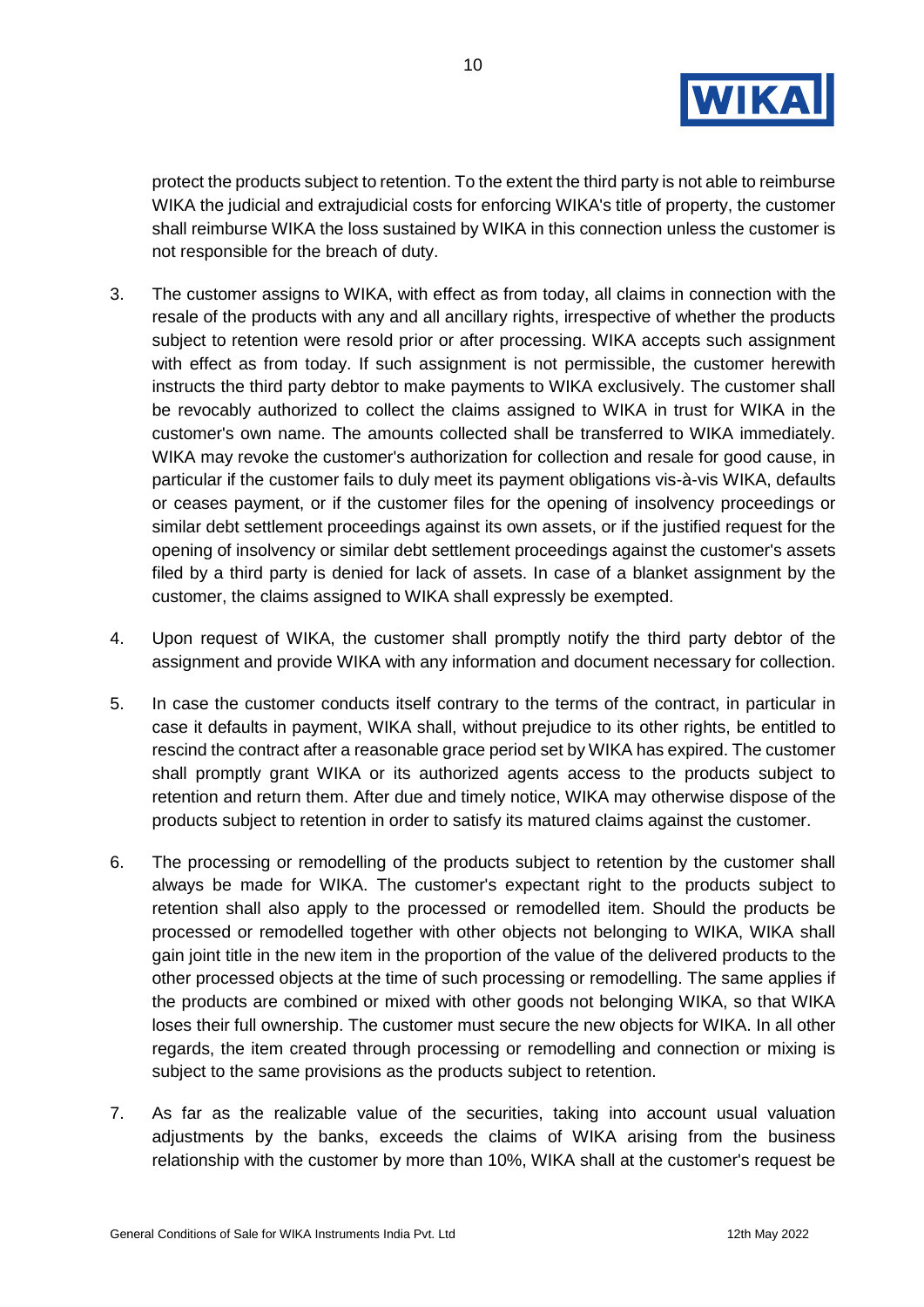protect the products subject to retention. To the extent the third party is not able to reimburse WIKA the judicial and extrajudicial costs for enforcing WIKA's title of property, the customer shall reimburse WIKA the loss sustained by WIKA in this connection unless the customer is not responsible for the breach of duty.

3. The customer assigns to WIKA, with effect as from today, all claims in connection with the resale of the products with any and all ancillary rights, irrespective of whether the products subject to retention were resold prior or after processing. WIKA accepts such assignment with effect as from today. If such assignment is not permissible, the customer herewith instructs the third party debtor to make payments to WIKA exclusively. The customer shall be revocably authorized to collect the claims assigned to WIKA in trust for WIKA in the customer's own name. The amounts collected shall be transferred to WIKA immediately. WIKA may revoke the customer's authorization for collection and resale for good cause, in particular if the customer fails to duly meet its payment obligations vis-à-vis WIKA, defaults or ceases payment, or if the customer files for the opening of insolvency proceedings or similar debt settlement proceedings against its own assets, or if the justified request for the opening of insolvency or similar debt settlement proceedings against the customer's assets filed by a third party is denied for lack of assets. In case of a blanket assignment by the customer, the claims assigned to WIKA shall expressly be exempted.

4. Upon request of WIKA, the customer shall promptly notify the third party debtor of the assignment and provide WIKA with any information and document necessary for collection.

5. In case the customer conducts itself contrary to the terms of the contract, in particular in case it defaults in payment, WIKA shall, without prejudice to its other rights, be entitled to rescind the contract after a reasonable grace period set by WIKA has expired. The customer shall promptly grant WIKA or its authorized agents access to the products subject to retention and return them. After due and timely notice, WIKA may otherwise dispose of the products subject to retention in order to satisfy its matured claims against the customer.

6. The processing or remodelling of the products subject to retention by the customer shall always be made for WIKA. The customer's expectant right to the products subject to retention shall also apply to the processed or remodelled item. Should the products be processed or remodelled together with other objects not belonging to WIKA, WIKA shall gain joint title in the new item in the proportion of the value of the delivered products to the other processed objects at the time of such processing or remodelling. The same applies if the products are combined or mixed with other goods not belonging WIKA, so that WIKA loses their full ownership. The customer must secure the new objects for WIKA. In all other regards, the item created through processing or remodelling and connection or mixing is subject to the same provisions as the products subject to retention.

7. As far as the realizable value of the securities, taking into account usual valuation adjustments by the banks, exceeds the claims of WIKA arising from the business relationship with the customer by more than 10%, WIKA shall at the customer's request be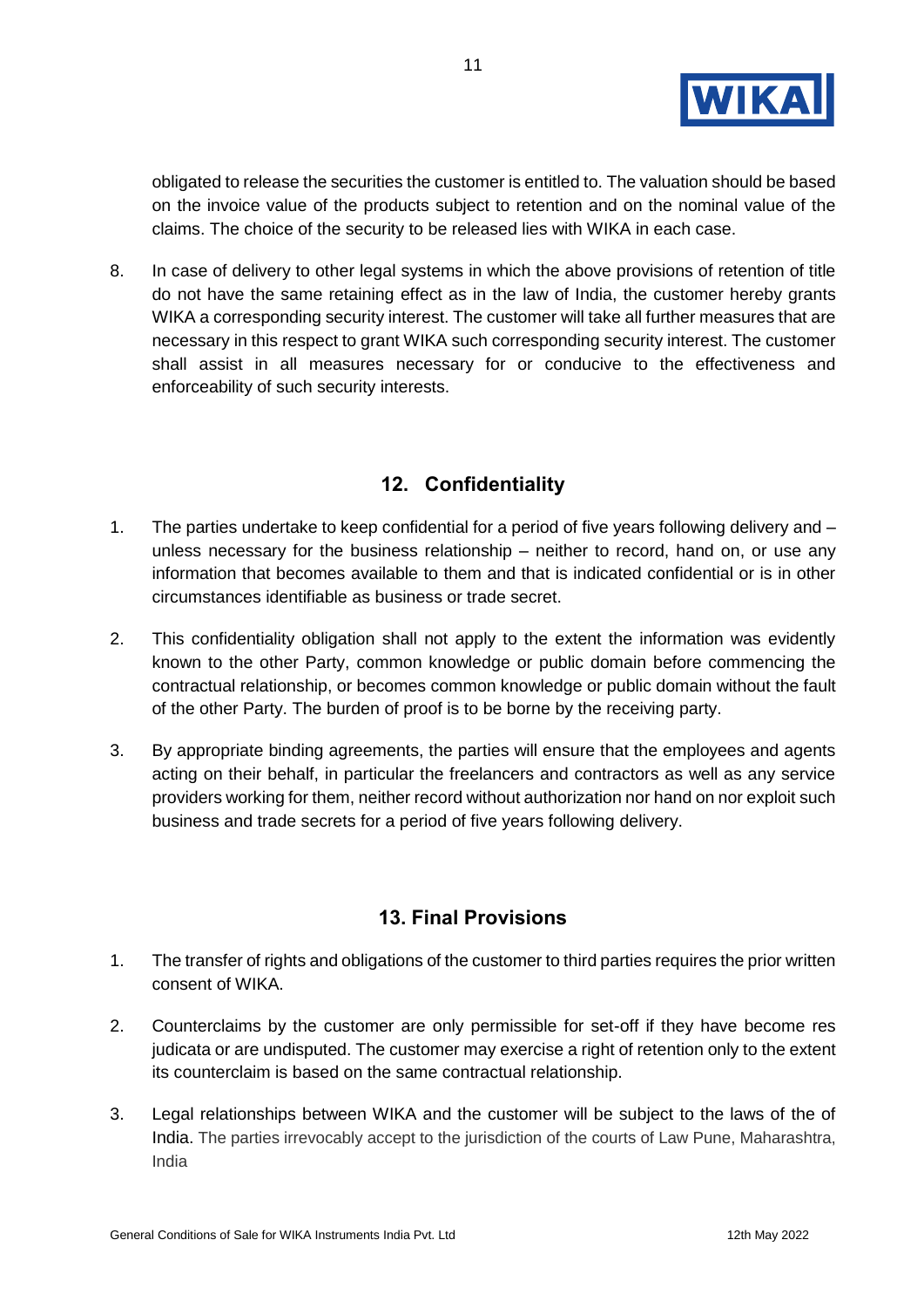obligated to release the securities the customer is entitled to. The valuation should be based on the invoice value of the products subject to retention and on the nominal value of the claims. The choice of the security to be released lies with WIKA in each case.

8. In case of delivery to other legal systems in which the above provisions of retention of title do not have the same retaining effect as in the law of India, the customer hereby grants WIKA a corresponding security interest. The customer will take all further measures that are necessary in this respect to grant WIKA such corresponding security interest. The customer shall assist in all measures necessary for or conducive to the effectiveness and enforceability of such security interests.

## 12. Confidentiality

1. The parties undertake to keep confidential for a period of five years following delivery and – unless necessary for the business relationship – neither to record, hand on, or use any information that becomes available to them and that is indicated confidential or is in other circumstances identifiable as business or trade secret.

2. This confidentiality obligation shall not apply to the extent the information was evidently known to the other Party, common knowledge or public domain before commencing the contractual relationship, or becomes common knowledge or public domain without the fault of the other Party. The burden of proof is to be borne by the receiving party.

3. By appropriate binding agreements, the parties will ensure that the employees and agents acting on their behalf, in particular the freelancers and contractors as well as any service providers working for them, neither record without authorization nor hand on nor exploit such business and trade secrets for a period of five years following delivery.

## 13. Final Provisions

1. The transfer of rights and obligations of the customer to third parties requires the prior written consent of WIKA.

2. Counterclaims by the customer are only permissible for set-off if they have become res judicata or are undisputed. The customer may exercise a right of retention only to the extent its counterclaim is based on the same contractual relationship.

3. Legal relationships between WIKA and the customer will be subject to the laws of the of India. The parties irrevocably accept to the jurisdiction of the courts of Law Pune, Maharashtra, India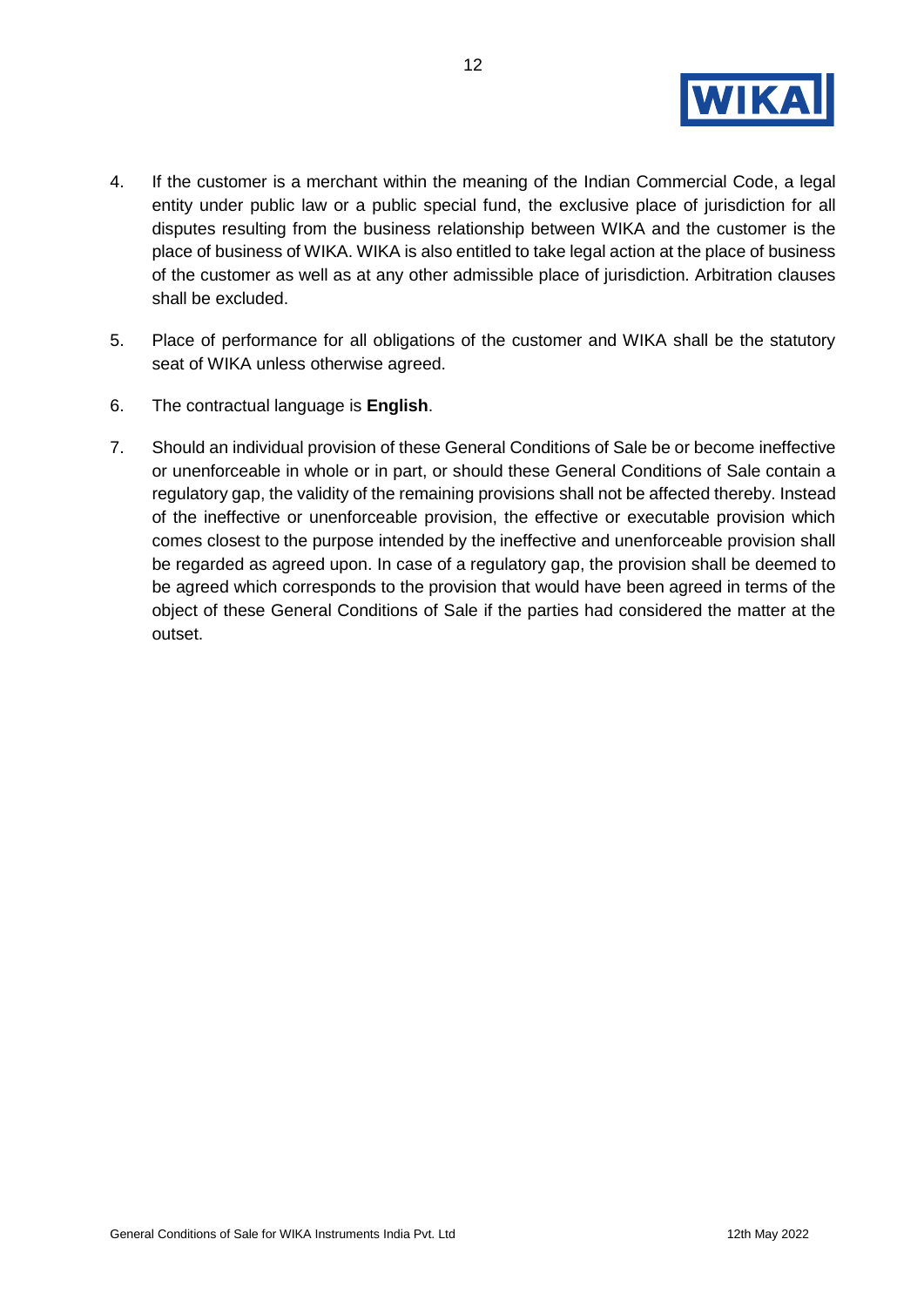4. If the customer is a merchant within the meaning of the Indian Commercial Code, a legal entity under public law or a public special fund, the exclusive place of jurisdiction for all disputes resulting from the business relationship between WIKA and the customer is the place of business of WIKA. WIKA is also entitled to take legal action at the place of business of the customer as well as at any other admissible place of jurisdiction. Arbitration clauses shall be excluded.

5. Place of performance for all obligations of the customer and WIKA shall be the statutory seat of WIKA unless otherwise agreed.

6. The contractual language is **English**.

7. Should an individual provision of these General Conditions of Sale be or become ineffective or unenforceable in whole or in part, or should these General Conditions of Sale contain a regulatory gap, the validity of the remaining provisions shall not be affected thereby. Instead of the ineffective or unenforceable provision, the effective or executable provision which comes closest to the purpose intended by the ineffective and unenforceable provision shall be regarded as agreed upon. In case of a regulatory gap, the provision shall be deemed to be agreed which corresponds to the provision that would have been agreed in terms of the object of these General Conditions of Sale if the parties had considered the matter at the outset.